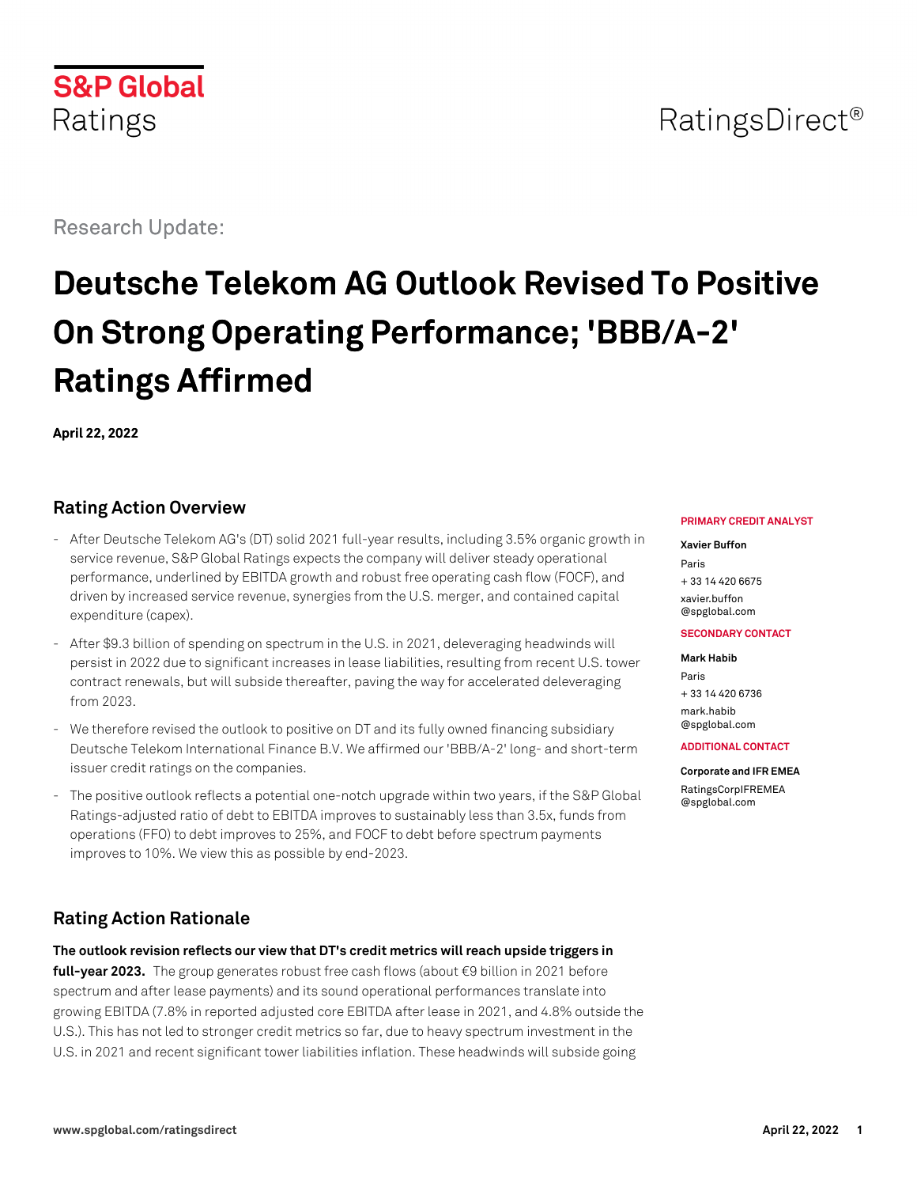S&P Global
Ratings

RatingsDirect®

Research Update:

# Deutsche Telekom AG Outlook Revised To Positive On Strong Operating Performance; 'BBB/A-2' Ratings Affirmed

**April 22, 2022**

## Rating Action Overview

- After Deutsche Telekom AG's (DT) solid 2021 full-year results, including 3.5% organic growth in service revenue, S&P Global Ratings expects the company will deliver steady operational performance, underlined by EBITDA growth and robust free operating cash flow (FOCF), and driven by increased service revenue, synergies from the U.S. merger, and contained capital expenditure (capex).
- After $9.3 billion of spending on spectrum in the U.S. in 2021, deleveraging headwinds will persist in 2022 due to significant increases in lease liabilities, resulting from recent U.S. tower contract renewals, but will subside thereafter, paving the way for accelerated deleveraging from 2023.
- We therefore revised the outlook to positive on DT and its fully owned financing subsidiary Deutsche Telekom International Finance B.V. We affirmed our 'BBB/A-2' long- and short-term issuer credit ratings on the companies.
- The positive outlook reflects a potential one-notch upgrade within two years, if the S&P Global Ratings-adjusted ratio of debt to EBITDA improves to sustainably less than 3.5x, funds from operations (FFO) to debt improves to 25%, and FOCF to debt before spectrum payments improves to 10%. We view this as possible by end-2023.

**PRIMARY CREDIT ANALYST**

**Xavier Buffon**
Paris
+ 33 14 420 6675
xavier.buffon
@spglobal.com

**SECONDARY CONTACT**

**Mark Habib**
Paris
+ 33 14 420 6736
mark.habib
@spglobal.com

**ADDITIONAL CONTACT**

**Corporate and IFR EMEA**
RatingsCorpIFREMEA
@spglobal.com

## Rating Action Rationale

**The outlook revision reflects our view that DT's credit metrics will reach upside triggers in full-year 2023.** The group generates robust free cash flows (about €9 billion in 2021 before spectrum and after lease payments) and its sound operational performances translate into growing EBITDA (7.8% in reported adjusted core EBITDA after lease in 2021, and 4.8% outside the U.S.). This has not led to stronger credit metrics so far, due to heavy spectrum investment in the U.S. in 2021 and recent significant tower liabilities inflation. These headwinds will subside going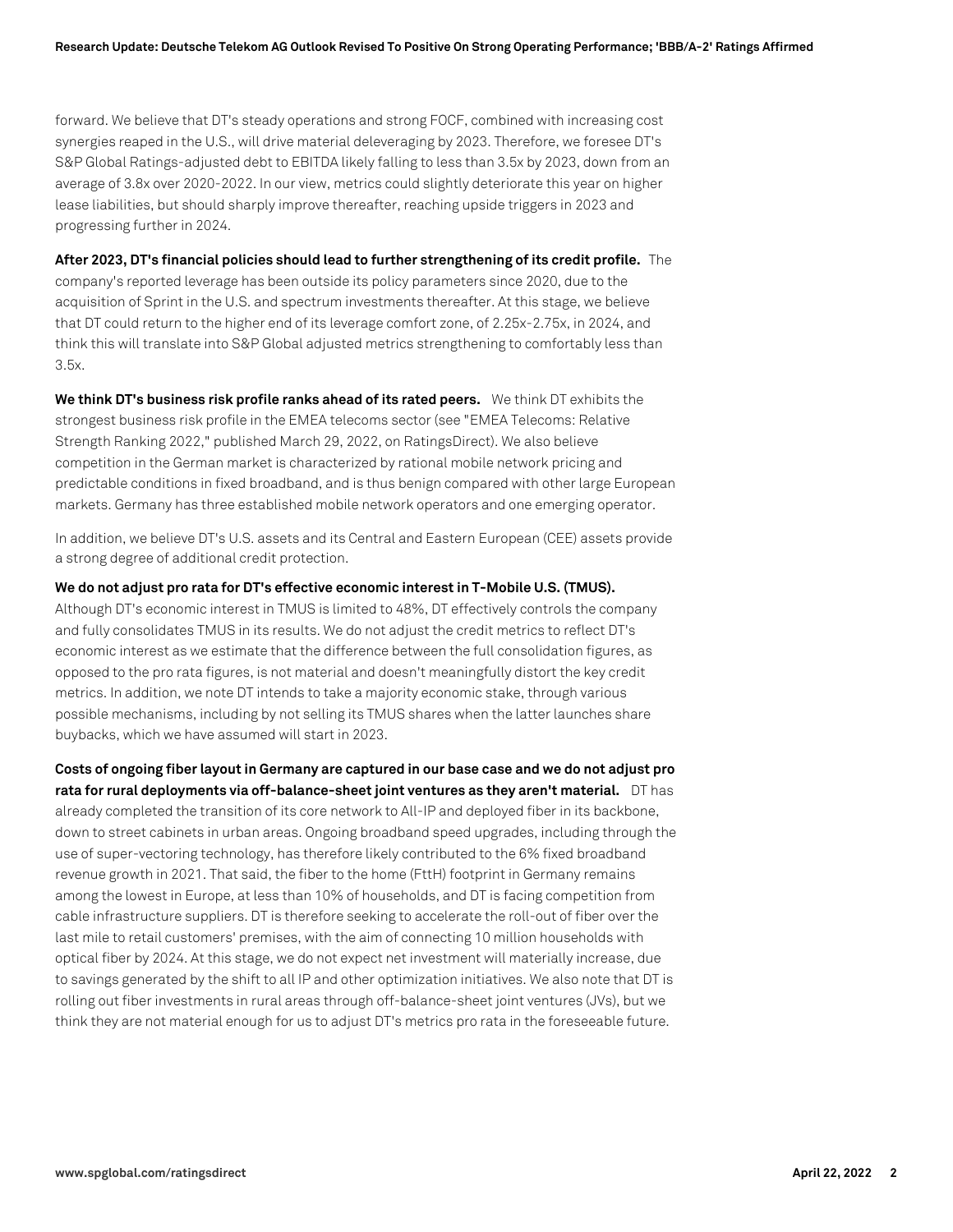forward. We believe that DT's steady operations and strong FOCF, combined with increasing cost synergies reaped in the U.S., will drive material deleveraging by 2023. Therefore, we foresee DT's S&P Global Ratings-adjusted debt to EBITDA likely falling to less than 3.5x by 2023, down from an average of 3.8x over 2020-2022. In our view, metrics could slightly deteriorate this year on higher lease liabilities, but should sharply improve thereafter, reaching upside triggers in 2023 and progressing further in 2024.

**After 2023, DT's financial policies should lead to further strengthening of its credit profile.** The company's reported leverage has been outside its policy parameters since 2020, due to the acquisition of Sprint in the U.S. and spectrum investments thereafter. At this stage, we believe that DT could return to the higher end of its leverage comfort zone, of 2.25x-2.75x, in 2024, and think this will translate into S&P Global adjusted metrics strengthening to comfortably less than 3.5x.

**We think DT's business risk profile ranks ahead of its rated peers.** We think DT exhibits the strongest business risk profile in the EMEA telecoms sector (see "EMEA Telecoms: Relative Strength Ranking 2022," published March 29, 2022, on RatingsDirect). We also believe competition in the German market is characterized by rational mobile network pricing and predictable conditions in fixed broadband, and is thus benign compared with other large European markets. Germany has three established mobile network operators and one emerging operator.

In addition, we believe DT's U.S. assets and its Central and Eastern European (CEE) assets provide a strong degree of additional credit protection.

**We do not adjust pro rata for DT's effective economic interest in T-Mobile U.S. (TMUS).** Although DT's economic interest in TMUS is limited to 48%, DT effectively controls the company and fully consolidates TMUS in its results. We do not adjust the credit metrics to reflect DT's economic interest as we estimate that the difference between the full consolidation figures, as opposed to the pro rata figures, is not material and doesn't meaningfully distort the key credit metrics. In addition, we note DT intends to take a majority economic stake, through various possible mechanisms, including by not selling its TMUS shares when the latter launches share buybacks, which we have assumed will start in 2023.

**Costs of ongoing fiber layout in Germany are captured in our base case and we do not adjust pro rata for rural deployments via off-balance-sheet joint ventures as they aren't material.** DT has already completed the transition of its core network to All-IP and deployed fiber in its backbone, down to street cabinets in urban areas. Ongoing broadband speed upgrades, including through the use of super-vectoring technology, has therefore likely contributed to the 6% fixed broadband revenue growth in 2021. That said, the fiber to the home (FttH) footprint in Germany remains among the lowest in Europe, at less than 10% of households, and DT is facing competition from cable infrastructure suppliers. DT is therefore seeking to accelerate the roll-out of fiber over the last mile to retail customers' premises, with the aim of connecting 10 million households with optical fiber by 2024. At this stage, we do not expect net investment will materially increase, due to savings generated by the shift to all IP and other optimization initiatives. We also note that DT is rolling out fiber investments in rural areas through off-balance-sheet joint ventures (JVs), but we think they are not material enough for us to adjust DT's metrics pro rata in the foreseeable future.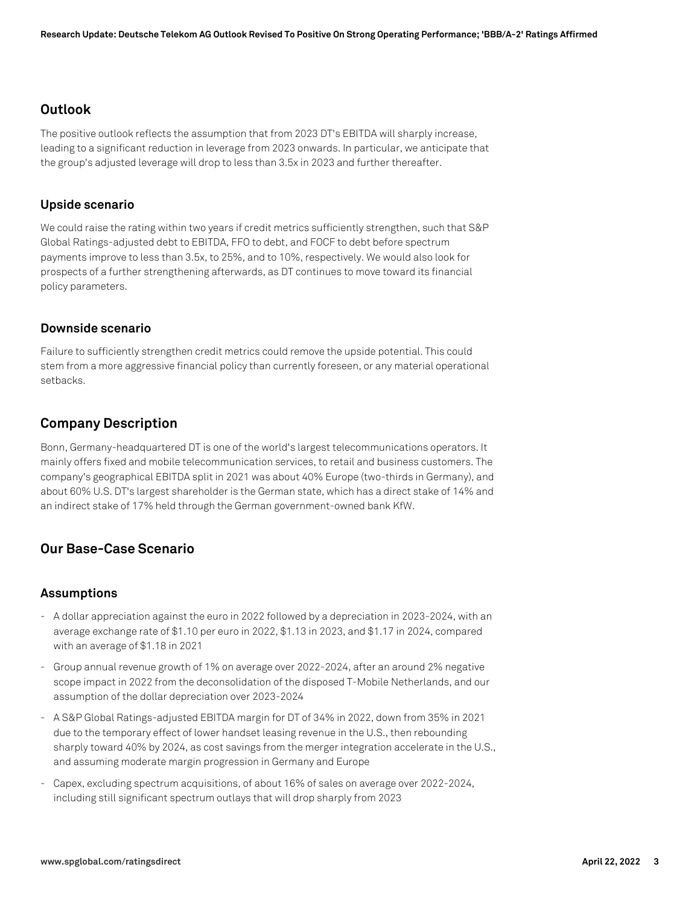## Outlook

The positive outlook reflects the assumption that from 2023 DT's EBITDA will sharply increase, leading to a significant reduction in leverage from 2023 onwards. In particular, we anticipate that the group's adjusted leverage will drop to less than 3.5x in 2023 and further thereafter.

### Upside scenario

We could raise the rating within two years if credit metrics sufficiently strengthen, such that S&P Global Ratings-adjusted debt to EBITDA, FFO to debt, and FOCF to debt before spectrum payments improve to less than 3.5x, to 25%, and to 10%, respectively. We would also look for prospects of a further strengthening afterwards, as DT continues to move toward its financial policy parameters.

### Downside scenario

Failure to sufficiently strengthen credit metrics could remove the upside potential. This could stem from a more aggressive financial policy than currently foreseen, or any material operational setbacks.

## Company Description

Bonn, Germany-headquartered DT is one of the world's largest telecommunications operators. It mainly offers fixed and mobile telecommunication services, to retail and business customers. The company's geographical EBITDA split in 2021 was about 40% Europe (two-thirds in Germany), and about 60% U.S. DT's largest shareholder is the German state, which has a direct stake of 14% and an indirect stake of 17% held through the German government-owned bank KfW.

## Our Base-Case Scenario

### Assumptions

- A dollar appreciation against the euro in 2022 followed by a depreciation in 2023-2024, with an average exchange rate of $1.10 per euro in 2022, $1.13 in 2023, and $1.17 in 2024, compared with an average of $1.18 in 2021
- Group annual revenue growth of 1% on average over 2022-2024, after an around 2% negative scope impact in 2022 from the deconsolidation of the disposed T-Mobile Netherlands, and our assumption of the dollar depreciation over 2023-2024
- A S&P Global Ratings-adjusted EBITDA margin for DT of 34% in 2022, down from 35% in 2021 due to the temporary effect of lower handset leasing revenue in the U.S., then rebounding sharply toward 40% by 2024, as cost savings from the merger integration accelerate in the U.S., and assuming moderate margin progression in Germany and Europe
- Capex, excluding spectrum acquisitions, of about 16% of sales on average over 2022-2024, including still significant spectrum outlays that will drop sharply from 2023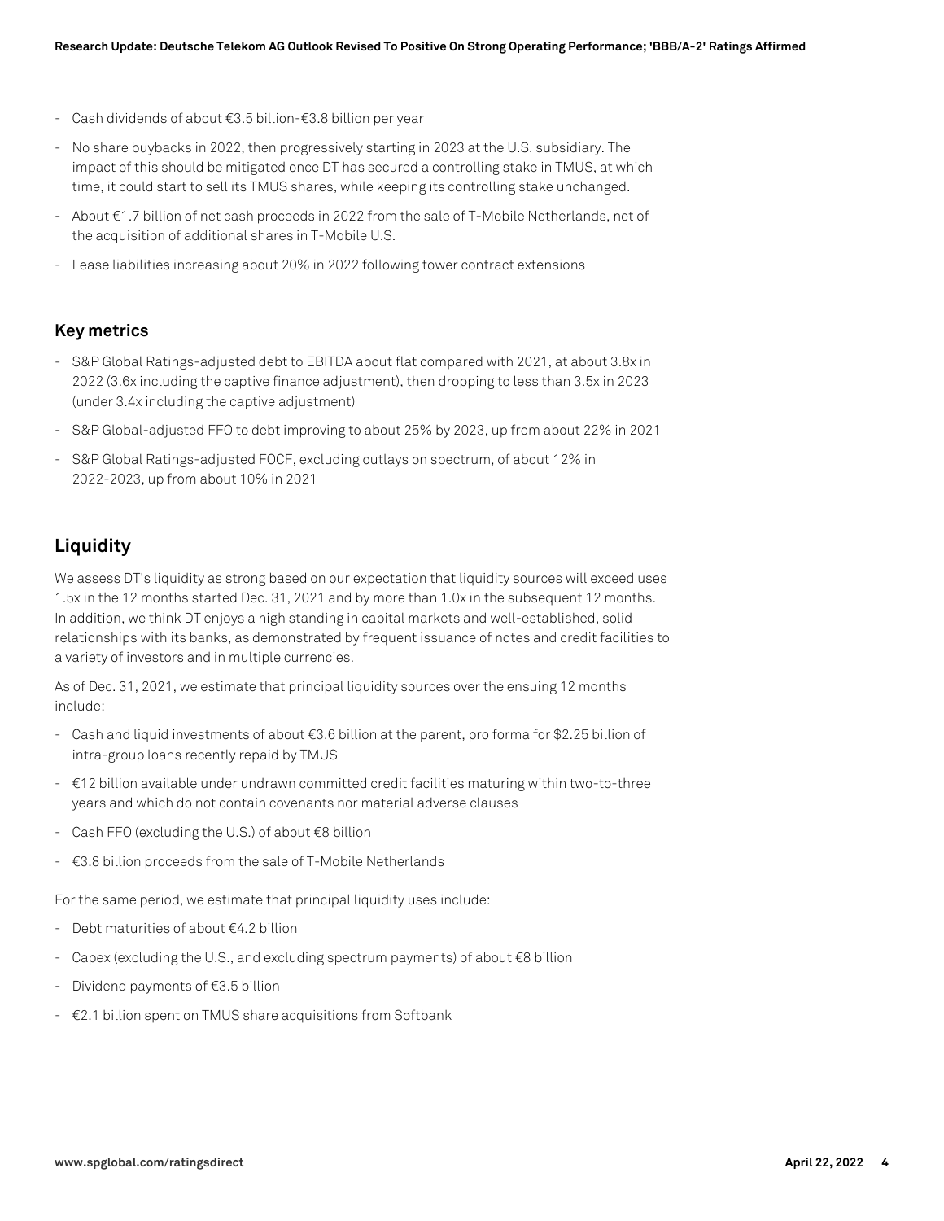- Cash dividends of about €3.5 billion-€3.8 billion per year
- No share buybacks in 2022, then progressively starting in 2023 at the U.S. subsidiary. The impact of this should be mitigated once DT has secured a controlling stake in TMUS, at which time, it could start to sell its TMUS shares, while keeping its controlling stake unchanged.
- About €1.7 billion of net cash proceeds in 2022 from the sale of T-Mobile Netherlands, net of the acquisition of additional shares in T-Mobile U.S.
- Lease liabilities increasing about 20% in 2022 following tower contract extensions

### Key metrics

- S&P Global Ratings-adjusted debt to EBITDA about flat compared with 2021, at about 3.8x in 2022 (3.6x including the captive finance adjustment), then dropping to less than 3.5x in 2023 (under 3.4x including the captive adjustment)
- S&P Global-adjusted FFO to debt improving to about 25% by 2023, up from about 22% in 2021
- S&P Global Ratings-adjusted FOCF, excluding outlays on spectrum, of about 12% in 2022-2023, up from about 10% in 2021

## Liquidity

We assess DT's liquidity as strong based on our expectation that liquidity sources will exceed uses 1.5x in the 12 months started Dec. 31, 2021 and by more than 1.0x in the subsequent 12 months. In addition, we think DT enjoys a high standing in capital markets and well-established, solid relationships with its banks, as demonstrated by frequent issuance of notes and credit facilities to a variety of investors and in multiple currencies.

As of Dec. 31, 2021, we estimate that principal liquidity sources over the ensuing 12 months include:

- Cash and liquid investments of about €3.6 billion at the parent, pro forma for $2.25 billion of intra-group loans recently repaid by TMUS
- €12 billion available under undrawn committed credit facilities maturing within two-to-three years and which do not contain covenants nor material adverse clauses
- Cash FFO (excluding the U.S.) of about €8 billion
- €3.8 billion proceeds from the sale of T-Mobile Netherlands

For the same period, we estimate that principal liquidity uses include:

- Debt maturities of about €4.2 billion
- Capex (excluding the U.S., and excluding spectrum payments) of about €8 billion
- Dividend payments of €3.5 billion
- €2.1 billion spent on TMUS share acquisitions from Softbank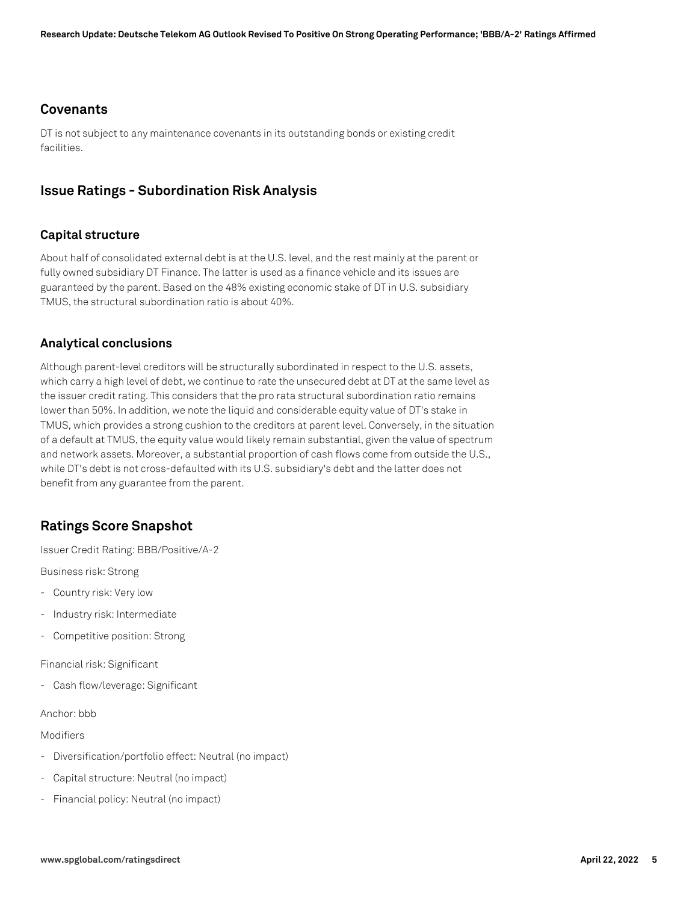## Covenants

DT is not subject to any maintenance covenants in its outstanding bonds or existing credit facilities.

## Issue Ratings - Subordination Risk Analysis

### Capital structure

About half of consolidated external debt is at the U.S. level, and the rest mainly at the parent or fully owned subsidiary DT Finance. The latter is used as a finance vehicle and its issues are guaranteed by the parent. Based on the 48% existing economic stake of DT in U.S. subsidiary TMUS, the structural subordination ratio is about 40%.

### Analytical conclusions

Although parent-level creditors will be structurally subordinated in respect to the U.S. assets, which carry a high level of debt, we continue to rate the unsecured debt at DT at the same level as the issuer credit rating. This considers that the pro rata structural subordination ratio remains lower than 50%. In addition, we note the liquid and considerable equity value of DT's stake in TMUS, which provides a strong cushion to the creditors at parent level. Conversely, in the situation of a default at TMUS, the equity value would likely remain substantial, given the value of spectrum and network assets. Moreover, a substantial proportion of cash flows come from outside the U.S., while DT's debt is not cross-defaulted with its U.S. subsidiary's debt and the latter does not benefit from any guarantee from the parent.

## Ratings Score Snapshot

Issuer Credit Rating: BBB/Positive/A-2

Business risk: Strong

- Country risk: Very low
- Industry risk: Intermediate
- Competitive position: Strong

Financial risk: Significant

- Cash flow/leverage: Significant

Anchor: bbb

Modifiers

- Diversification/portfolio effect: Neutral (no impact)
- Capital structure: Neutral (no impact)
- Financial policy: Neutral (no impact)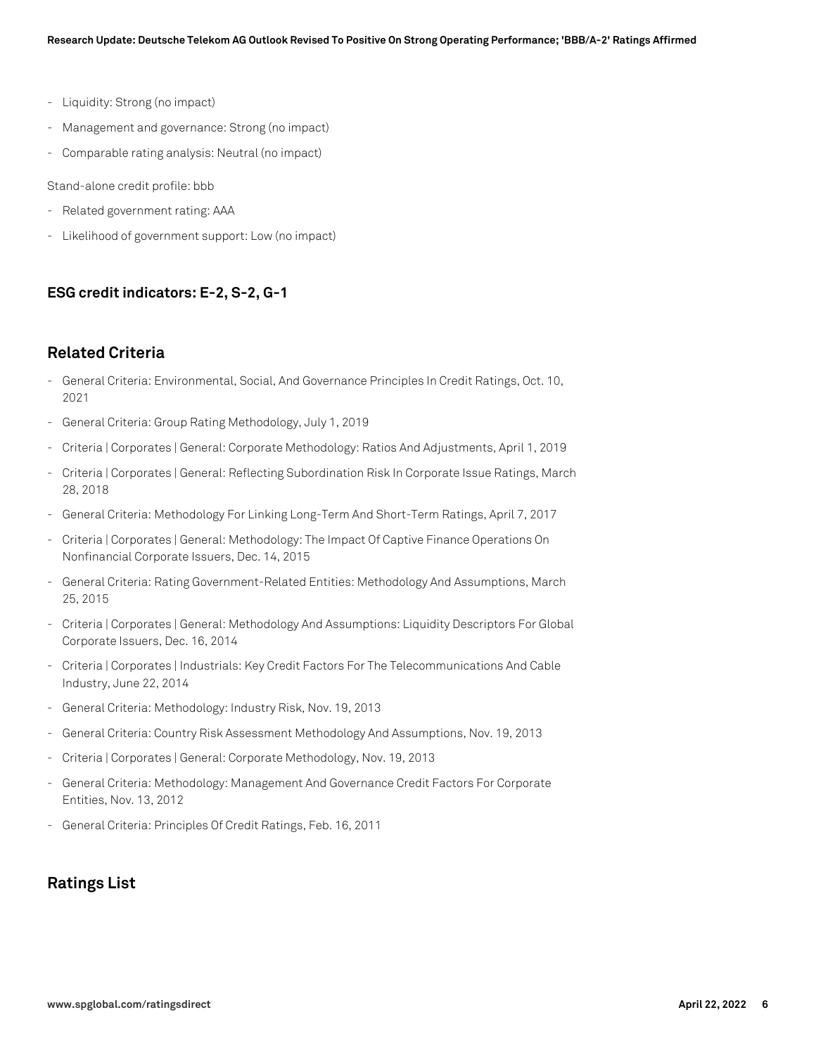- Liquidity: Strong (no impact)
- Management and governance: Strong (no impact)
- Comparable rating analysis: Neutral (no impact)

Stand-alone credit profile: bbb

- Related government rating: AAA
- Likelihood of government support: Low (no impact)

### ESG credit indicators: E-2, S-2, G-1

## Related Criteria

- General Criteria: Environmental, Social, And Governance Principles In Credit Ratings, Oct. 10, 2021
- General Criteria: Group Rating Methodology, July 1, 2019
- Criteria | Corporates | General: Corporate Methodology: Ratios And Adjustments, April 1, 2019
- Criteria | Corporates | General: Reflecting Subordination Risk In Corporate Issue Ratings, March 28, 2018
- General Criteria: Methodology For Linking Long-Term And Short-Term Ratings, April 7, 2017
- Criteria | Corporates | General: Methodology: The Impact Of Captive Finance Operations On Nonfinancial Corporate Issuers, Dec. 14, 2015
- General Criteria: Rating Government-Related Entities: Methodology And Assumptions, March 25, 2015
- Criteria | Corporates | General: Methodology And Assumptions: Liquidity Descriptors For Global Corporate Issuers, Dec. 16, 2014
- Criteria | Corporates | Industrials: Key Credit Factors For The Telecommunications And Cable Industry, June 22, 2014
- General Criteria: Methodology: Industry Risk, Nov. 19, 2013
- General Criteria: Country Risk Assessment Methodology And Assumptions, Nov. 19, 2013
- Criteria | Corporates | General: Corporate Methodology, Nov. 19, 2013
- General Criteria: Methodology: Management And Governance Credit Factors For Corporate Entities, Nov. 13, 2012
- General Criteria: Principles Of Credit Ratings, Feb. 16, 2011

## Ratings List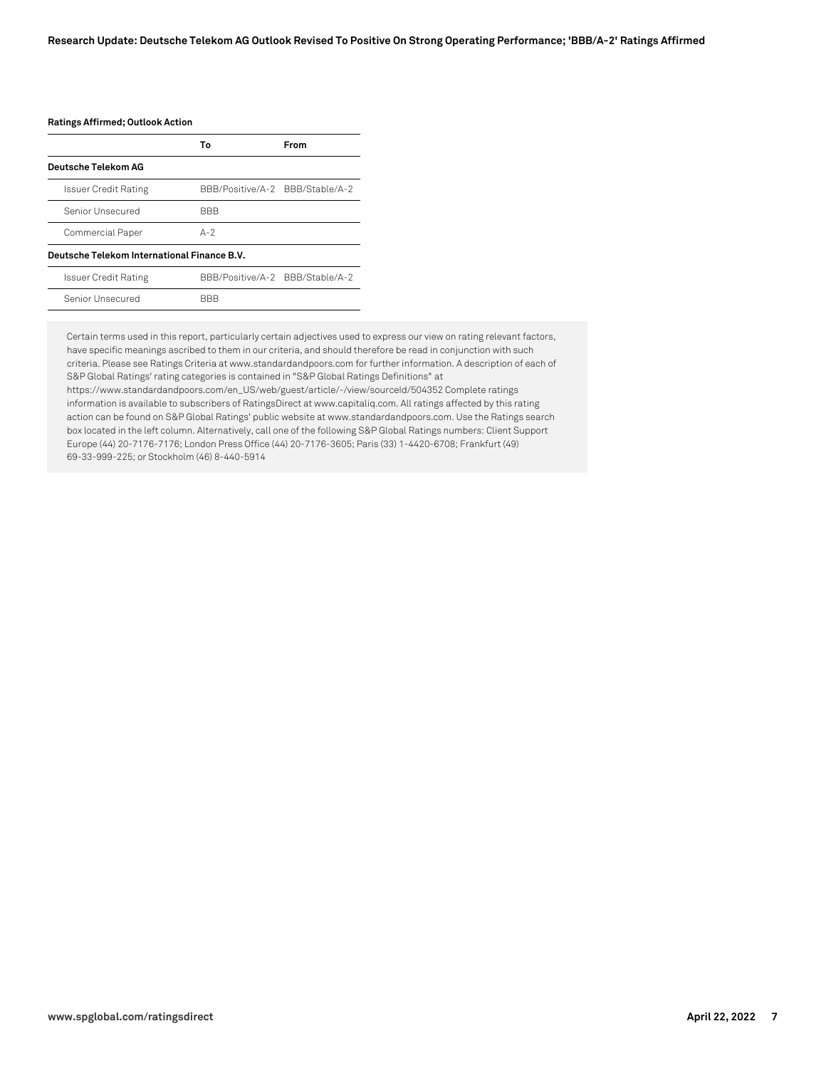**Ratings Affirmed; Outlook Action**

| | To | From |
|---|---|---|
| **Deutsche Telekom AG** | | |
| Issuer Credit Rating | BBB/Positive/A-2 | BBB/Stable/A-2 |
| Senior Unsecured | BBB | |
| Commercial Paper | A-2 | |
| **Deutsche Telekom International Finance B.V.** | | |
| Issuer Credit Rating | BBB/Positive/A-2 | BBB/Stable/A-2 |
| Senior Unsecured | BBB | |

Certain terms used in this report, particularly certain adjectives used to express our view on rating relevant factors, have specific meanings ascribed to them in our criteria, and should therefore be read in conjunction with such criteria. Please see Ratings Criteria at www.standardandpoors.com for further information. A description of each of S&P Global Ratings' rating categories is contained in "S&P Global Ratings Definitions" at https://www.standardandpoors.com/en_US/web/guest/article/-/view/sourceId/504352 Complete ratings information is available to subscribers of RatingsDirect at www.capitaliq.com. All ratings affected by this rating action can be found on S&P Global Ratings' public website at www.standardandpoors.com. Use the Ratings search box located in the left column. Alternatively, call one of the following S&P Global Ratings numbers: Client Support Europe (44) 20-7176-7176; London Press Office (44) 20-7176-3605; Paris (33) 1-4420-6708; Frankfurt (49) 69-33-999-225; or Stockholm (46) 8-440-5914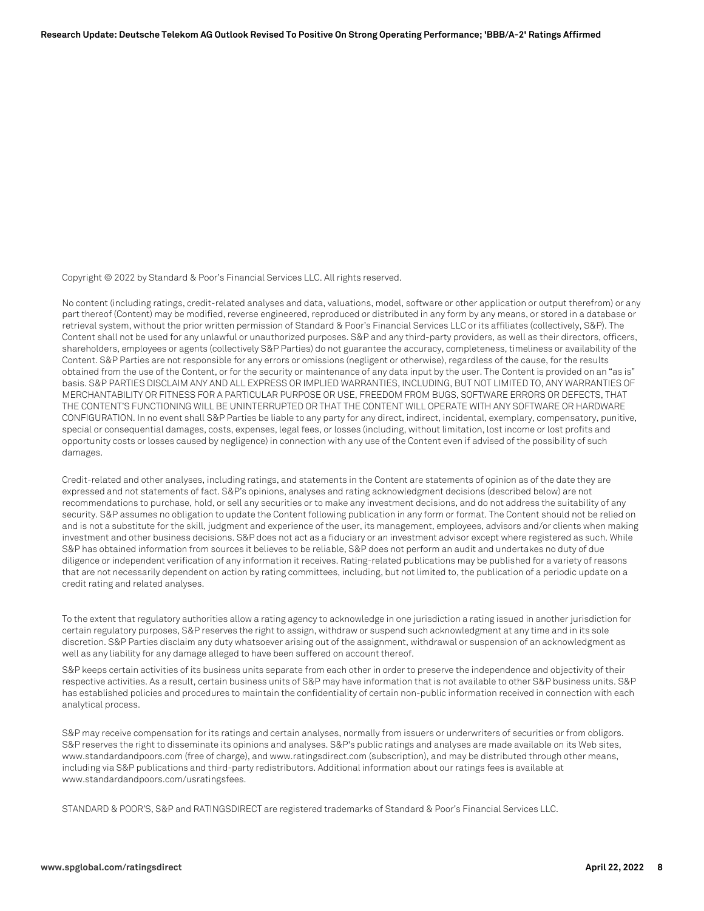Copyright © 2022 by Standard & Poor's Financial Services LLC. All rights reserved.

No content (including ratings, credit-related analyses and data, valuations, model, software or other application or output therefrom) or any part thereof (Content) may be modified, reverse engineered, reproduced or distributed in any form by any means, or stored in a database or retrieval system, without the prior written permission of Standard & Poor's Financial Services LLC or its affiliates (collectively, S&P). The Content shall not be used for any unlawful or unauthorized purposes. S&P and any third-party providers, as well as their directors, officers, shareholders, employees or agents (collectively S&P Parties) do not guarantee the accuracy, completeness, timeliness or availability of the Content. S&P Parties are not responsible for any errors or omissions (negligent or otherwise), regardless of the cause, for the results obtained from the use of the Content, or for the security or maintenance of any data input by the user. The Content is provided on an "as is" basis. S&P PARTIES DISCLAIM ANY AND ALL EXPRESS OR IMPLIED WARRANTIES, INCLUDING, BUT NOT LIMITED TO, ANY WARRANTIES OF MERCHANTABILITY OR FITNESS FOR A PARTICULAR PURPOSE OR USE, FREEDOM FROM BUGS, SOFTWARE ERRORS OR DEFECTS, THAT THE CONTENT'S FUNCTIONING WILL BE UNINTERRUPTED OR THAT THE CONTENT WILL OPERATE WITH ANY SOFTWARE OR HARDWARE CONFIGURATION. In no event shall S&P Parties be liable to any party for any direct, indirect, incidental, exemplary, compensatory, punitive, special or consequential damages, costs, expenses, legal fees, or losses (including, without limitation, lost income or lost profits and opportunity costs or losses caused by negligence) in connection with any use of the Content even if advised of the possibility of such damages.

Credit-related and other analyses, including ratings, and statements in the Content are statements of opinion as of the date they are expressed and not statements of fact. S&P's opinions, analyses and rating acknowledgment decisions (described below) are not recommendations to purchase, hold, or sell any securities or to make any investment decisions, and do not address the suitability of any security. S&P assumes no obligation to update the Content following publication in any form or format. The Content should not be relied on and is not a substitute for the skill, judgment and experience of the user, its management, employees, advisors and/or clients when making investment and other business decisions. S&P does not act as a fiduciary or an investment advisor except where registered as such. While S&P has obtained information from sources it believes to be reliable, S&P does not perform an audit and undertakes no duty of due diligence or independent verification of any information it receives. Rating-related publications may be published for a variety of reasons that are not necessarily dependent on action by rating committees, including, but not limited to, the publication of a periodic update on a credit rating and related analyses.

To the extent that regulatory authorities allow a rating agency to acknowledge in one jurisdiction a rating issued in another jurisdiction for certain regulatory purposes, S&P reserves the right to assign, withdraw or suspend such acknowledgment at any time and in its sole discretion. S&P Parties disclaim any duty whatsoever arising out of the assignment, withdrawal or suspension of an acknowledgment as well as any liability for any damage alleged to have been suffered on account thereof.

S&P keeps certain activities of its business units separate from each other in order to preserve the independence and objectivity of their respective activities. As a result, certain business units of S&P may have information that is not available to other S&P business units. S&P has established policies and procedures to maintain the confidentiality of certain non-public information received in connection with each analytical process.

S&P may receive compensation for its ratings and certain analyses, normally from issuers or underwriters of securities or from obligors. S&P reserves the right to disseminate its opinions and analyses. S&P's public ratings and analyses are made available on its Web sites, www.standardandpoors.com (free of charge), and www.ratingsdirect.com (subscription), and may be distributed through other means, including via S&P publications and third-party redistributors. Additional information about our ratings fees is available at www.standardandpoors.com/usratingsfees.

STANDARD & POOR'S, S&P and RATINGSDIRECT are registered trademarks of Standard & Poor's Financial Services LLC.